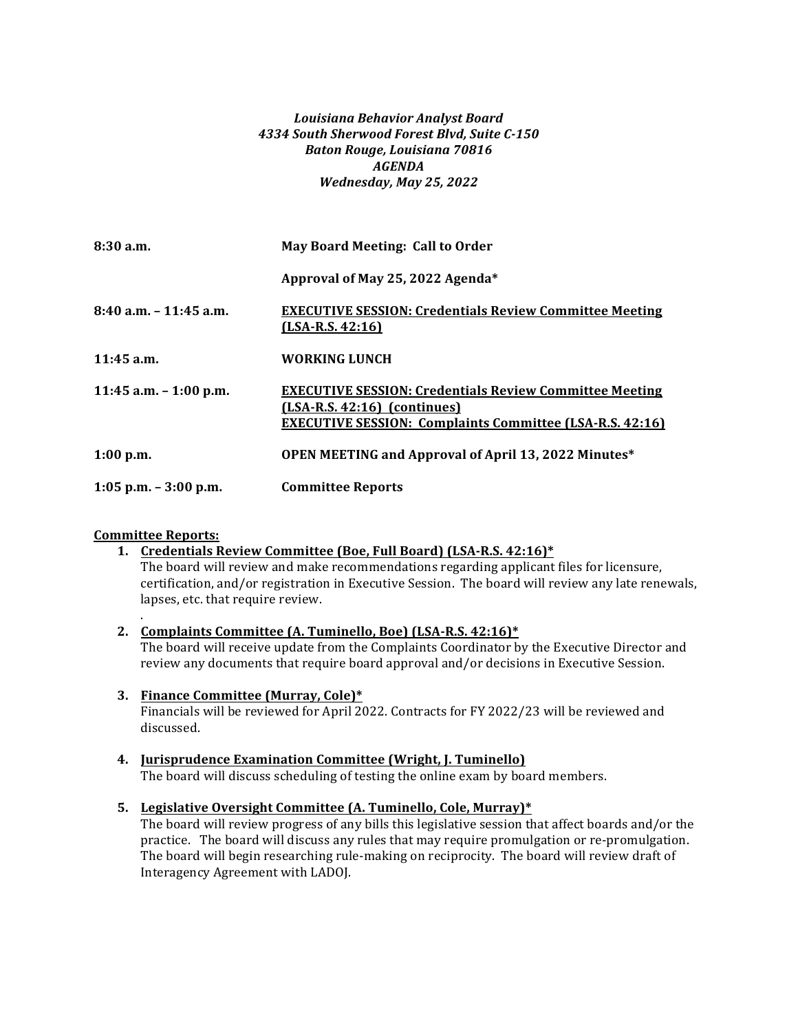***Louisiana Behavior Analyst Board***
***4334 South Sherwood Forest Blvd, Suite C-150***
***Baton Rouge, Louisiana 70816***
***AGENDA***
***Wednesday, May 25, 2022***

| | |
|---|---|
| **8:30 a.m.** | **May Board Meeting: Call to Order** |
| | **Approval of May 25, 2022 Agenda*** |
| **8:40 a.m. – 11:45 a.m.** | **<u>EXECUTIVE SESSION: Credentials Review Committee Meeting (LSA-R.S. 42:16)</u>** |
| **11:45 a.m.** | **WORKING LUNCH** |
| **11:45 a.m. – 1:00 p.m.** | **<u>EXECUTIVE SESSION: Credentials Review Committee Meeting (LSA-R.S. 42:16) (continues)</u>** **<u>EXECUTIVE SESSION: Complaints Committee (LSA-R.S. 42:16)</u>** |
| **1:00 p.m.** | **OPEN MEETING and Approval of April 13, 2022 Minutes*** |
| **1:05 p.m. – 3:00 p.m.** | **Committee Reports** |

**<u>Committee Reports:</u>**

1. **<u>Credentials Review Committee (Boe, Full Board) (LSA-R.S. 42:16)*</u>**
   The board will review and make recommendations regarding applicant files for licensure, certification, and/or registration in Executive Session. The board will review any late renewals, lapses, etc. that require review.
   .

2. **<u>Complaints Committee (A. Tuminello, Boe) (LSA-R.S. 42:16)*</u>**
   The board will receive update from the Complaints Coordinator by the Executive Director and review any documents that require board approval and/or decisions in Executive Session.

3. **<u>Finance Committee (Murray, Cole)*</u>**
   Financials will be reviewed for April 2022. Contracts for FY 2022/23 will be reviewed and discussed.

4. **<u>Jurisprudence Examination Committee (Wright, J. Tuminello)</u>**
   The board will discuss scheduling of testing the online exam by board members.

5. **<u>Legislative Oversight Committee (A. Tuminello, Cole, Murray)*</u>**
   The board will review progress of any bills this legislative session that affect boards and/or the practice. The board will discuss any rules that may require promulgation or re-promulgation. The board will begin researching rule-making on reciprocity. The board will review draft of Interagency Agreement with LADOJ.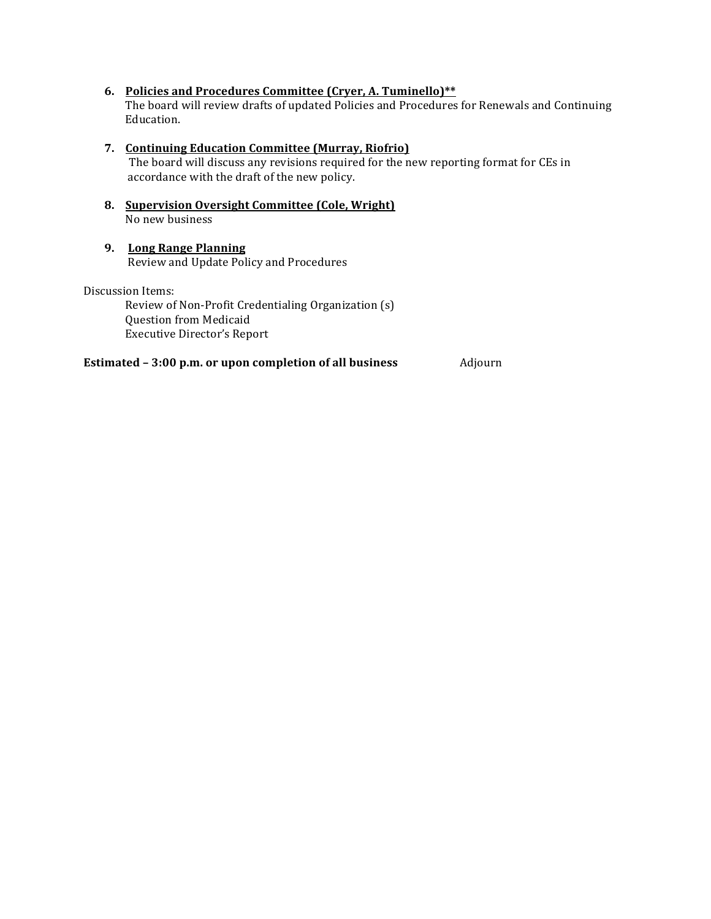6. **<u>Policies and Procedures Committee (Cryer, A. Tuminello)**</u>**
   The board will review drafts of updated Policies and Procedures for Renewals and Continuing Education.

7. **<u>Continuing Education Committee (Murray, Riofrio)</u>**
   The board will discuss any revisions required for the new reporting format for CEs in accordance with the draft of the new policy.

8. **<u>Supervision Oversight Committee (Cole, Wright)</u>**
   No new business

9. **<u>Long Range Planning</u>**
   Review and Update Policy and Procedures

Discussion Items:

Review of Non-Profit Credentialing Organization (s)
Question from Medicaid
Executive Director's Report

**Estimated – 3:00 p.m. or upon completion of all business** Adjourn